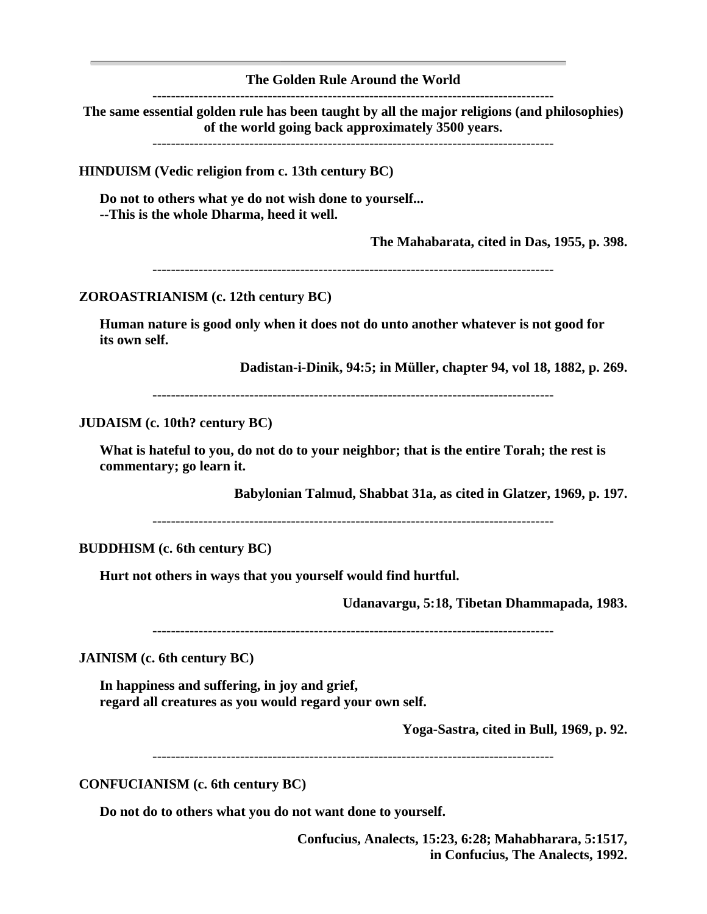# The Golden Rule Around the World

---

**The same essential golden rule has been taught by all the major religions (and philosophies) of the world going back approximately 3500 years.**

---

**HINDUISM (Vedic religion from c. 13th century BC)**

**Do not to others what ye do not wish done to yourself...**
**--This is the whole Dharma, heed it well.**

**The Mahabarata, cited in Das, 1955, p. 398.**

---

**ZOROASTRIANISM (c. 12th century BC)**

**Human nature is good only when it does not do unto another whatever is not good for its own self.**

**Dadistan-i-Dinik, 94:5; in Müller, chapter 94, vol 18, 1882, p. 269.**

---

**JUDAISM (c. 10th? century BC)**

**What is hateful to you, do not do to your neighbor; that is the entire Torah; the rest is commentary; go learn it.**

**Babylonian Talmud, Shabbat 31a, as cited in Glatzer, 1969, p. 197.**

---

**BUDDHISM (c. 6th century BC)**

**Hurt not others in ways that you yourself would find hurtful.**

**Udanavargu, 5:18, Tibetan Dhammapada, 1983.**

---

**JAINISM (c. 6th century BC)**

**In happiness and suffering, in joy and grief,**
**regard all creatures as you would regard your own self.**

**Yoga-Sastra, cited in Bull, 1969, p. 92.**

---

**CONFUCIANISM (c. 6th century BC)**

**Do not do to others what you do not want done to yourself.**

**Confucius, Analects, 15:23, 6:28; Mahabharara, 5:1517, in Confucius, The Analects, 1992.**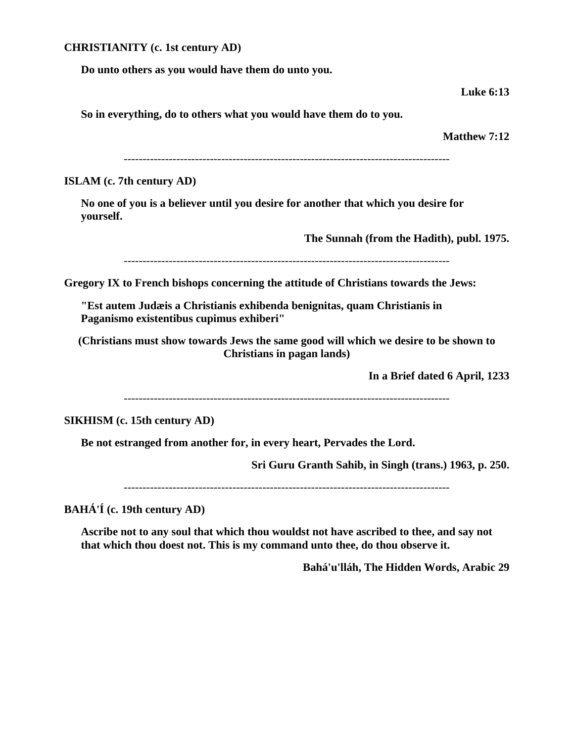**CHRISTIANITY (c. 1st century AD)**

**Do unto others as you would have them do unto you.**

**Luke 6:13**

**So in everything, do to others what you would have them do to you.**

**Matthew 7:12**

---

**ISLAM (c. 7th century AD)**

**No one of you is a believer until you desire for another that which you desire for yourself.**

**The Sunnah (from the Hadith), publ. 1975.**

---

**Gregory IX to French bishops concerning the attitude of Christians towards the Jews:**

**"Est autem Judæis a Christianis exhibenda benignitas, quam Christianis in Paganismo existentibus cupimus exhiberi"**

**(Christians must show towards Jews the same good will which we desire to be shown to Christians in pagan lands)**

**In a Brief dated 6 April, 1233**

---

**SIKHISM (c. 15th century AD)**

**Be not estranged from another for, in every heart, Pervades the Lord.**

**Sri Guru Granth Sahib, in Singh (trans.) 1963, p. 250.**

---

**BAHÁ'Í (c. 19th century AD)**

**Ascribe not to any soul that which thou wouldst not have ascribed to thee, and say not that which thou doest not. This is my command unto thee, do thou observe it.**

**Bahá'u'lláh, The Hidden Words, Arabic 29**